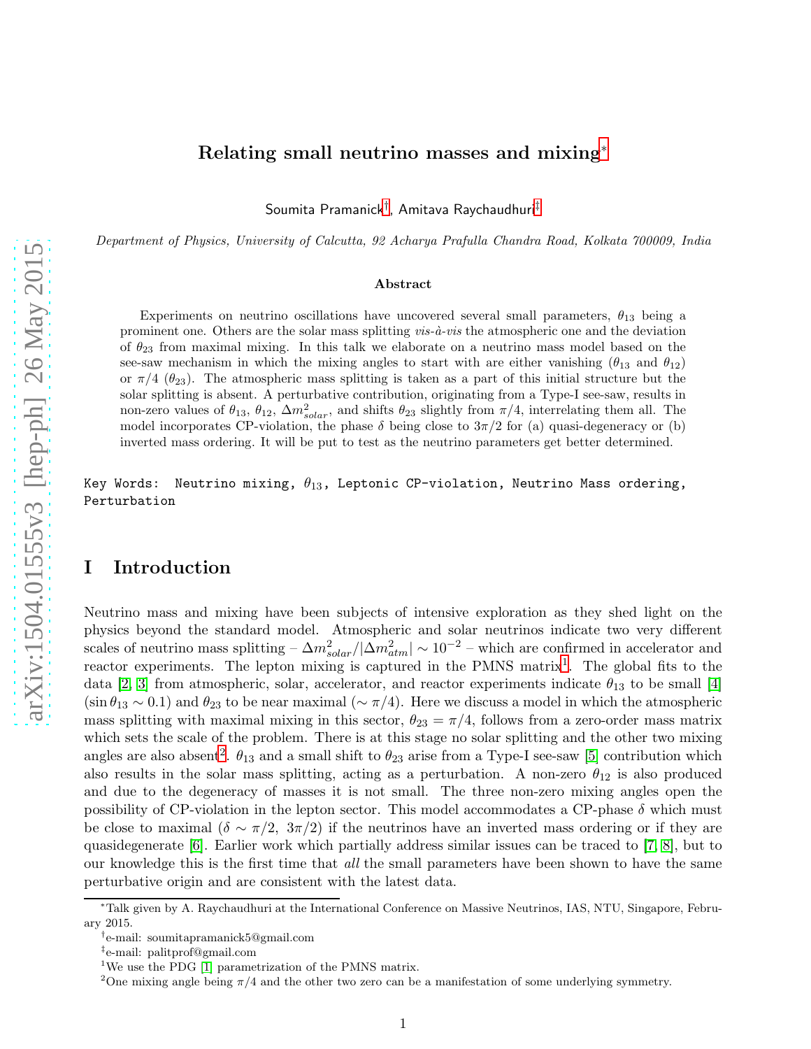# Relating small neutrino masses and mixing[*]

Soumita Pramanick[†], Amitava Raychaudhuri[‡]

*Department of Physics, University of Calcutta, 92 Acharya Prafulla Chandra Road, Kolkata 700009, India*

### Abstract

Experiments on neutrino oscillations have uncovered several small parameters, $\theta_{13}$ being a prominent one. Others are the solar mass splitting *vis-à-vis* the atmospheric one and the deviation of $\theta_{23}$ from maximal mixing. In this talk we elaborate on a neutrino mass model based on the see-saw mechanism in which the mixing angles to start with are either vanishing ($\theta_{13}$ and $\theta_{12}$) or $\pi/4$ ($\theta_{23}$). The atmospheric mass splitting is taken as a part of this initial structure but the solar splitting is absent. A perturbative contribution, originating from a Type-I see-saw, results in non-zero values of $\theta_{13}$, $\theta_{12}$, $\Delta m^2_{solar}$, and shifts $\theta_{23}$ slightly from $\pi/4$, interrelating them all. The model incorporates CP-violation, the phase $\delta$ being close to $3\pi/2$ for (a) quasi-degeneracy or (b) inverted mass ordering. It will be put to test as the neutrino parameters get better determined.

Key Words: Neutrino mixing, $\theta_{13}$, Leptonic CP-violation, Neutrino Mass ordering, Perturbation

## I Introduction

Neutrino mass and mixing have been subjects of intensive exploration as they shed light on the physics beyond the standard model. Atmospheric and solar neutrinos indicate two very different scales of neutrino mass splitting – $\Delta m^2_{solar}/|\Delta m^2_{atm}| \sim 10^{-2}$ – which are confirmed in accelerator and reactor experiments. The lepton mixing is captured in the PMNS matrix[1]. The global fits to the data [2, 3] from atmospheric, solar, accelerator, and reactor experiments indicate $\theta_{13}$ to be small [4] ($\sin\theta_{13} \sim 0.1$) and $\theta_{23}$ to be near maximal ($\sim \pi/4$). Here we discuss a model in which the atmospheric mass splitting with maximal mixing in this sector, $\theta_{23} = \pi/4$, follows from a zero-order mass matrix which sets the scale of the problem. There is at this stage no solar splitting and the other two mixing angles are also absent[2]. $\theta_{13}$ and a small shift to $\theta_{23}$ arise from a Type-I see-saw [5] contribution which also results in the solar mass splitting, acting as a perturbation. A non-zero $\theta_{12}$ is also produced and due to the degeneracy of masses it is not small. The three non-zero mixing angles open the possibility of CP-violation in the lepton sector. This model accommodates a CP-phase $\delta$ which must be close to maximal ($\delta \sim \pi/2,\ 3\pi/2$) if the neutrinos have an inverted mass ordering or if they are quasidegenerate [6]. Earlier work which partially address similar issues can be traced to [7, 8], but to our knowledge this is the first time that *all* the small parameters have been shown to have the same perturbative origin and are consistent with the latest data.

[*]Talk given by A. Raychaudhuri at the International Conference on Massive Neutrinos, IAS, NTU, Singapore, February 2015.

[†]e-mail: soumitapramanick5@gmail.com

[‡]e-mail: palitprof@gmail.com

[1]We use the PDG [1] parametrization of the PMNS matrix.

[2]One mixing angle being $\pi/4$ and the other two zero can be a manifestation of some underlying symmetry.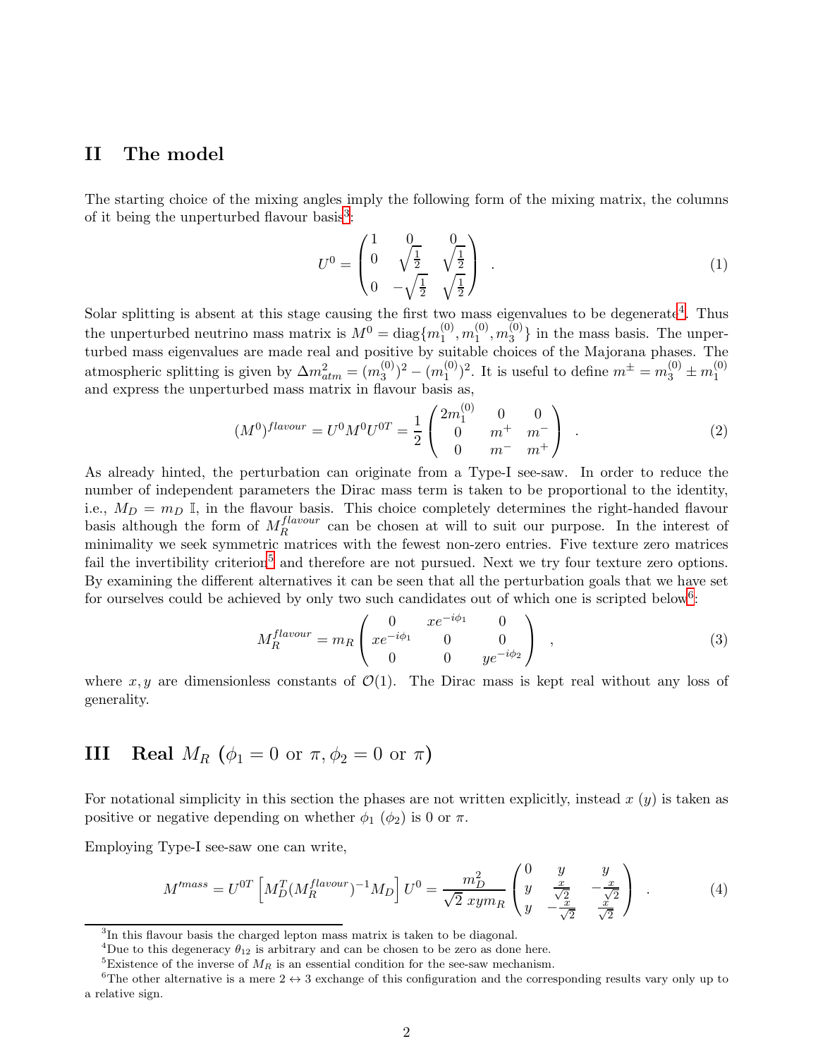## II The model

The starting choice of the mixing angles imply the following form of the mixing matrix, the columns of it being the unperturbed flavour basis[3]:

$$
U^0 = \begin{pmatrix} 1 & 0 & 0 \\ 0 & \sqrt{\frac{1}{2}} & \sqrt{\frac{1}{2}} \\ 0 & -\sqrt{\frac{1}{2}} & \sqrt{\frac{1}{2}} \end{pmatrix} \quad . \tag{1}
$$

Solar splitting is absent at this stage causing the first two mass eigenvalues to be degenerate[4]. Thus the unperturbed neutrino mass matrix is $M^0 = \mathrm{diag}\{m_1^{(0)}, m_1^{(0)}, m_3^{(0)}\}$ in the mass basis. The unperturbed mass eigenvalues are made real and positive by suitable choices of the Majorana phases. The atmospheric splitting is given by $\Delta m^2_{atm} = (m_3^{(0)})^2 - (m_1^{(0)})^2$. It is useful to define $m^{\pm} = m_3^{(0)} \pm m_1^{(0)}$ and express the unperturbed mass matrix in flavour basis as,

$$
(M^0)^{flavour} = U^0 M^0 U^{0T} = \frac{1}{2}\begin{pmatrix} 2m_1^{(0)} & 0 & 0 \\ 0 & m^+ & m^- \\ 0 & m^- & m^+ \end{pmatrix} \quad . \tag{2}
$$

As already hinted, the perturbation can originate from a Type-I see-saw. In order to reduce the number of independent parameters the Dirac mass term is taken to be proportional to the identity, i.e., $M_D = m_D \, \mathbb{I}$, in the flavour basis. This choice completely determines the right-handed flavour basis although the form of $M_R^{flavour}$ can be chosen at will to suit our purpose. In the interest of minimality we seek symmetric matrices with the fewest non-zero entries. Five texture zero matrices fail the invertibility criterion[5] and therefore are not pursued. Next we try four texture zero options. By examining the different alternatives it can be seen that all the perturbation goals that we have set for ourselves could be achieved by only two such candidates out of which one is scripted below[6]:

$$
M_R^{flavour} = m_R \begin{pmatrix} 0 & xe^{-i\phi_1} & 0 \\ xe^{-i\phi_1} & 0 & 0 \\ 0 & 0 & ye^{-i\phi_2} \end{pmatrix} \quad , \tag{3}
$$

where $x, y$ are dimensionless constants of $\mathcal{O}(1)$. The Dirac mass is kept real without any loss of generality.

## III Real $M_R$ ($\phi_1 = 0$ or $\pi, \phi_2 = 0$ or $\pi$)

For notational simplicity in this section the phases are not written explicitly, instead $x$ ($y$) is taken as positive or negative depending on whether $\phi_1$ ($\phi_2$) is 0 or $\pi$.

Employing Type-I see-saw one can write,

$$
M'^{mass} = U^{0T}\left[M_D^T (M_R^{flavour})^{-1} M_D\right] U^0 = \frac{m_D^2}{\sqrt{2}\, xy m_R}\begin{pmatrix} 0 & y & y \\ y & \frac{x}{\sqrt{2}} & -\frac{x}{\sqrt{2}} \\ y & -\frac{x}{\sqrt{2}} & \frac{x}{\sqrt{2}} \end{pmatrix} \quad . \tag{4}
$$

[3] In this flavour basis the charged lepton mass matrix is taken to be diagonal.

[4] Due to this degeneracy $\theta_{12}$ is arbitrary and can be chosen to be zero as done here.

[5] Existence of the inverse of $M_R$ is an essential condition for the see-saw mechanism.

[6] The other alternative is a mere $2 \leftrightarrow 3$ exchange of this configuration and the corresponding results vary only up to a relative sign.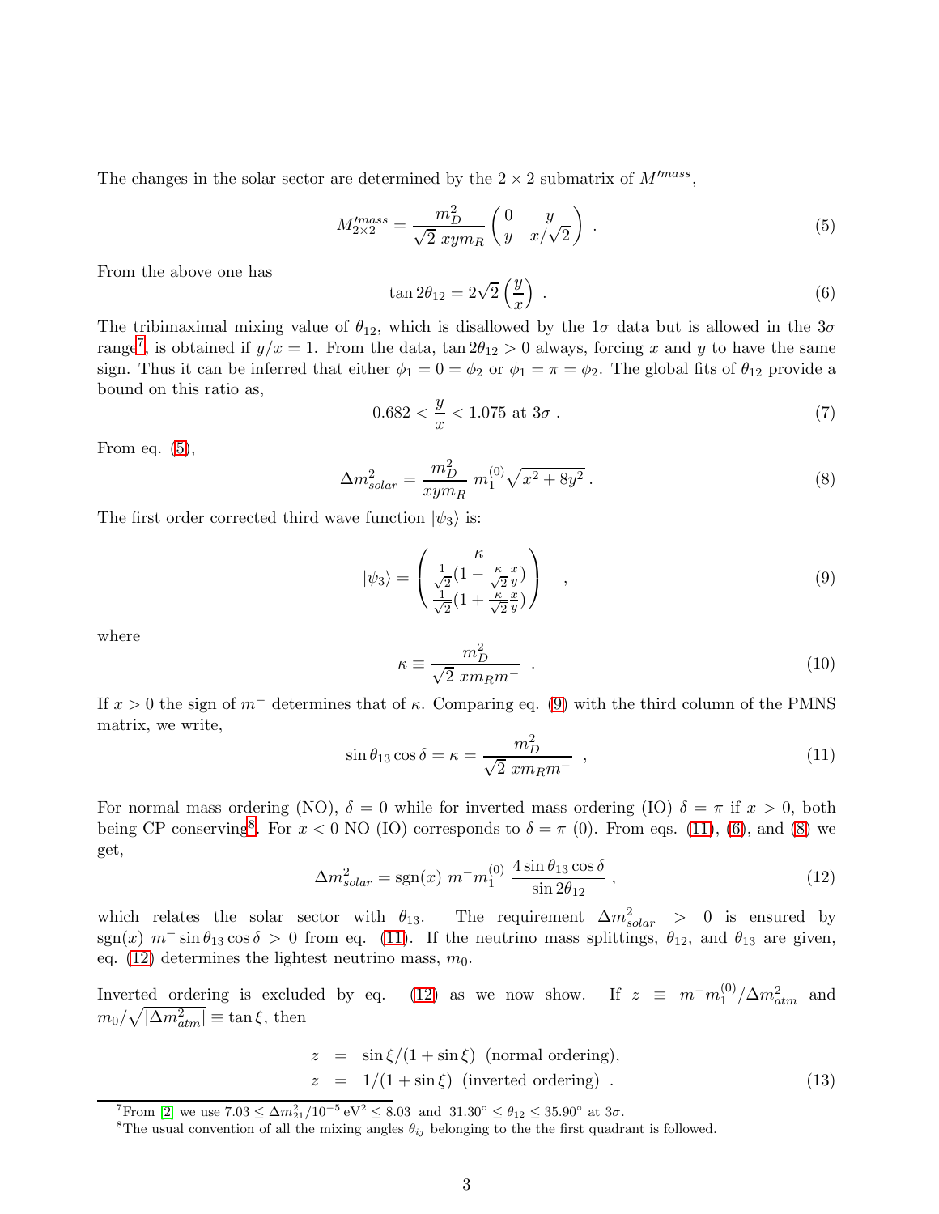The changes in the solar sector are determined by the $2 \times 2$ submatrix of $M'^{mass}$,

$$M'^{mass}_{2\times 2} = \frac{m_D^2}{\sqrt{2}\; xym_R} \begin{pmatrix} 0 & y \\ y & x/\sqrt{2} \end{pmatrix} \;. \tag{5}$$

From the above one has

$$\tan 2\theta_{12} = 2\sqrt{2}\left(\frac{y}{x}\right) \;. \tag{6}$$

The tribimaximal mixing value of $\theta_{12}$, which is disallowed by the $1\sigma$ data but is allowed in the $3\sigma$ range[7], is obtained if $y/x = 1$. From the data, $\tan 2\theta_{12} > 0$ always, forcing $x$ and $y$ to have the same sign. Thus it can be inferred that either $\phi_1 = 0 = \phi_2$ or $\phi_1 = \pi = \phi_2$. The global fits of $\theta_{12}$ provide a bound on this ratio as,

$$0.682 < \frac{y}{x} < 1.075 \text{ at } 3\sigma \;. \tag{7}$$

From eq. (5),

$$\Delta m^2_{solar} = \frac{m_D^2}{xym_R}\; m_1^{(0)} \sqrt{x^2 + 8y^2} \;. \tag{8}$$

The first order corrected third wave function $|\psi_3\rangle$ is:

$$|\psi_3\rangle = \begin{pmatrix} \kappa \\ \frac{1}{\sqrt{2}}(1 - \frac{\kappa}{\sqrt{2}}\frac{x}{y}) \\ \frac{1}{\sqrt{2}}(1 + \frac{\kappa}{\sqrt{2}}\frac{x}{y}) \end{pmatrix} \quad , \tag{9}$$

where

$$\kappa \equiv \frac{m_D^2}{\sqrt{2}\; xm_R m^-} \;. \tag{10}$$

If $x > 0$ the sign of $m^-$ determines that of $\kappa$. Comparing eq. (9) with the third column of the PMNS matrix, we write,

$$\sin\theta_{13}\cos\delta = \kappa = \frac{m_D^2}{\sqrt{2}\; xm_R m^-} \;, \tag{11}$$

For normal mass ordering (NO), $\delta = 0$ while for inverted mass ordering (IO) $\delta = \pi$ if $x > 0$, both being CP conserving[8]. For $x < 0$ NO (IO) corresponds to $\delta = \pi$ (0). From eqs. (11), (6), and (8) we get,

$$\Delta m^2_{solar} = \text{sgn}(x)\; m^- m_1^{(0)}\; \frac{4\sin\theta_{13}\cos\delta}{\sin 2\theta_{12}} \;, \tag{12}$$

which relates the solar sector with $\theta_{13}$. The requirement $\Delta m^2_{solar} > 0$ is ensured by $\text{sgn}(x)\; m^- \sin\theta_{13}\cos\delta > 0$ from eq. (11). If the neutrino mass splittings, $\theta_{12}$, and $\theta_{13}$ are given, eq. (12) determines the lightest neutrino mass, $m_0$.

Inverted ordering is excluded by eq. (12) as we now show. If $z \equiv m^- m_1^{(0)}/\Delta m^2_{atm}$ and $m_0/\sqrt{|\Delta m^2_{atm}|} \equiv \tan\xi$, then

$$\begin{aligned} z &= \sin\xi/(1 + \sin\xi) \;\; \text{(normal ordering)}, \\ z &= 1/(1 + \sin\xi) \;\; \text{(inverted ordering)} \;. \end{aligned} \tag{13}$$

[7] From [2] we use $7.03 \leq \Delta m^2_{21}/10^{-5}\,\text{eV}^2 \leq 8.03$ and $31.30^\circ \leq \theta_{12} \leq 35.90^\circ$ at $3\sigma$.

[8] The usual convention of all the mixing angles $\theta_{ij}$ belonging to the the first quadrant is followed.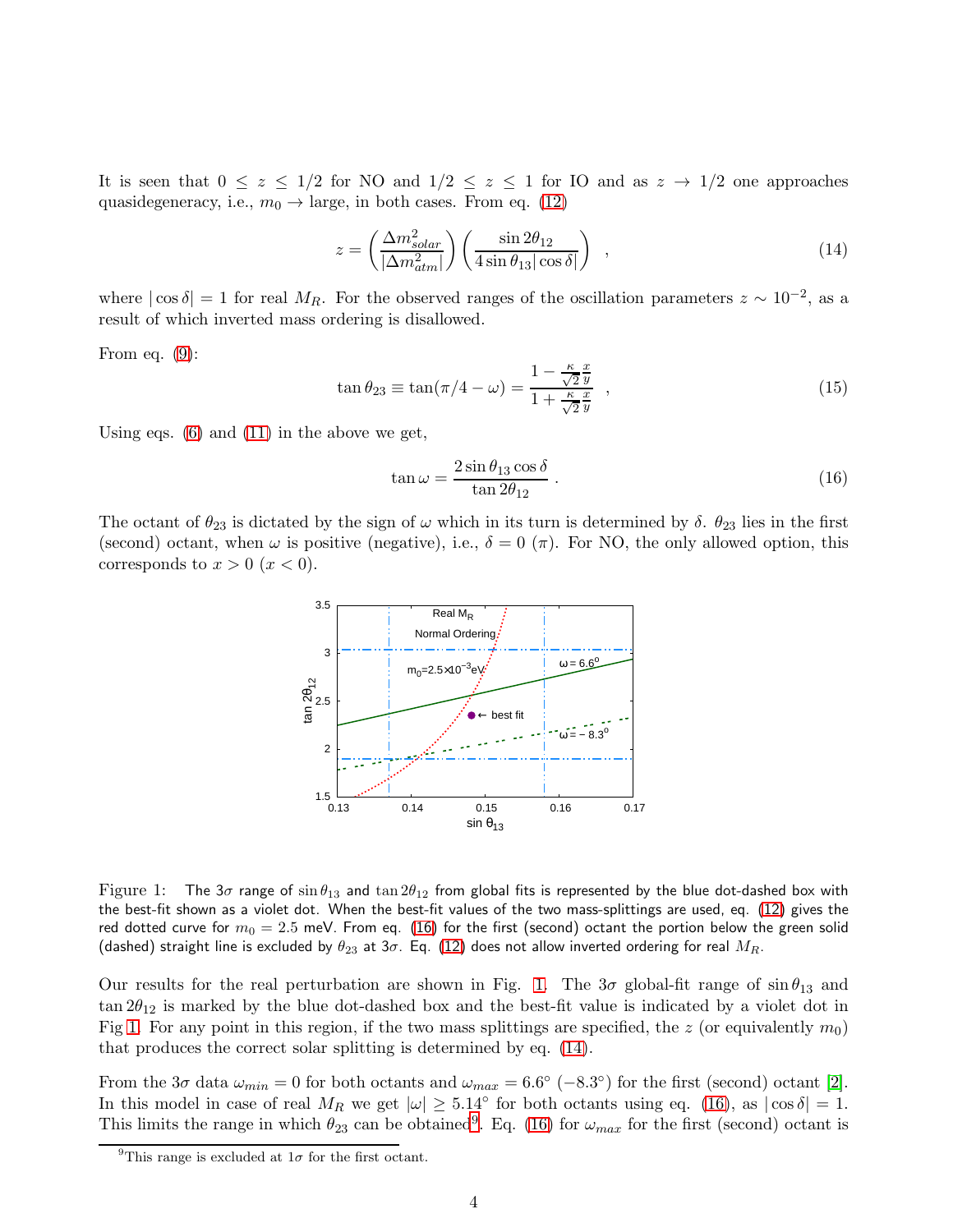It is seen that $0 \leq z \leq 1/2$ for NO and $1/2 \leq z \leq 1$ for IO and as $z \to 1/2$ one approaches quasidegeneracy, i.e., $m_0 \to$ large, in both cases. From eq. (12)

$$z = \left(\frac{\Delta m^2_{solar}}{|\Delta m^2_{atm}|}\right)\left(\frac{\sin 2\theta_{12}}{4\sin\theta_{13}|\cos\delta|}\right) \quad , \tag{14}$$

where $|\cos\delta| = 1$ for real $M_R$. For the observed ranges of the oscillation parameters $z \sim 10^{-2}$, as a result of which inverted mass ordering is disallowed.

From eq. (9):

$$\tan\theta_{23} \equiv \tan(\pi/4 - \omega) = \frac{1 - \frac{\kappa}{\sqrt{2}}\frac{x}{y}}{1 + \frac{\kappa}{\sqrt{2}}\frac{x}{y}} \quad , \tag{15}$$

Using eqs. (6) and (11) in the above we get,

$$\tan\omega = \frac{2\sin\theta_{13}\cos\delta}{\tan 2\theta_{12}} \; . \tag{16}$$

The octant of $\theta_{23}$ is dictated by the sign of $\omega$ which in its turn is determined by $\delta$. $\theta_{23}$ lies in the first (second) octant, when $\omega$ is positive (negative), i.e., $\delta = 0$ $(\pi)$. For NO, the only allowed option, this corresponds to $x > 0$ $(x < 0)$.

Real $M_R$
Normal Ordering
$m_0$=2.5×10$^{-3}$eV
$\omega$ = 6.6$^o$
← best fit
$\omega$ = − 8.3$^o$
tan 2θ$_{12}$
sin θ$_{13}$
3.5
3
2.5
2
1.5
0.13
0.14
0.15
0.16
0.17

Figure 1: The $3\sigma$ range of $\sin\theta_{13}$ and $\tan 2\theta_{12}$ from global fits is represented by the blue dot-dashed box with the best-fit shown as a violet dot. When the best-fit values of the two mass-splittings are used, eq. (12) gives the red dotted curve for $m_0 = 2.5$ meV. From eq. (16) for the first (second) octant the portion below the green solid (dashed) straight line is excluded by $\theta_{23}$ at $3\sigma$. Eq. (12) does not allow inverted ordering for real $M_R$.

Our results for the real perturbation are shown in Fig. 1. The $3\sigma$ global-fit range of $\sin\theta_{13}$ and $\tan 2\theta_{12}$ is marked by the blue dot-dashed box and the best-fit value is indicated by a violet dot in Fig 1. For any point in this region, if the two mass splittings are specified, the $z$ (or equivalently $m_0$) that produces the correct solar splitting is determined by eq. (14).

From the $3\sigma$ data $\omega_{min} = 0$ for both octants and $\omega_{max} = 6.6^\circ$ $(-8.3^\circ)$ for the first (second) octant [2]. In this model in case of real $M_R$ we get $|\omega| \geq 5.14^\circ$ for both octants using eq. (16), as $|\cos\delta| = 1$. This limits the range in which $\theta_{23}$ can be obtained[9]. Eq. (16) for $\omega_{max}$ for the first (second) octant is

[9]This range is excluded at $1\sigma$ for the first octant.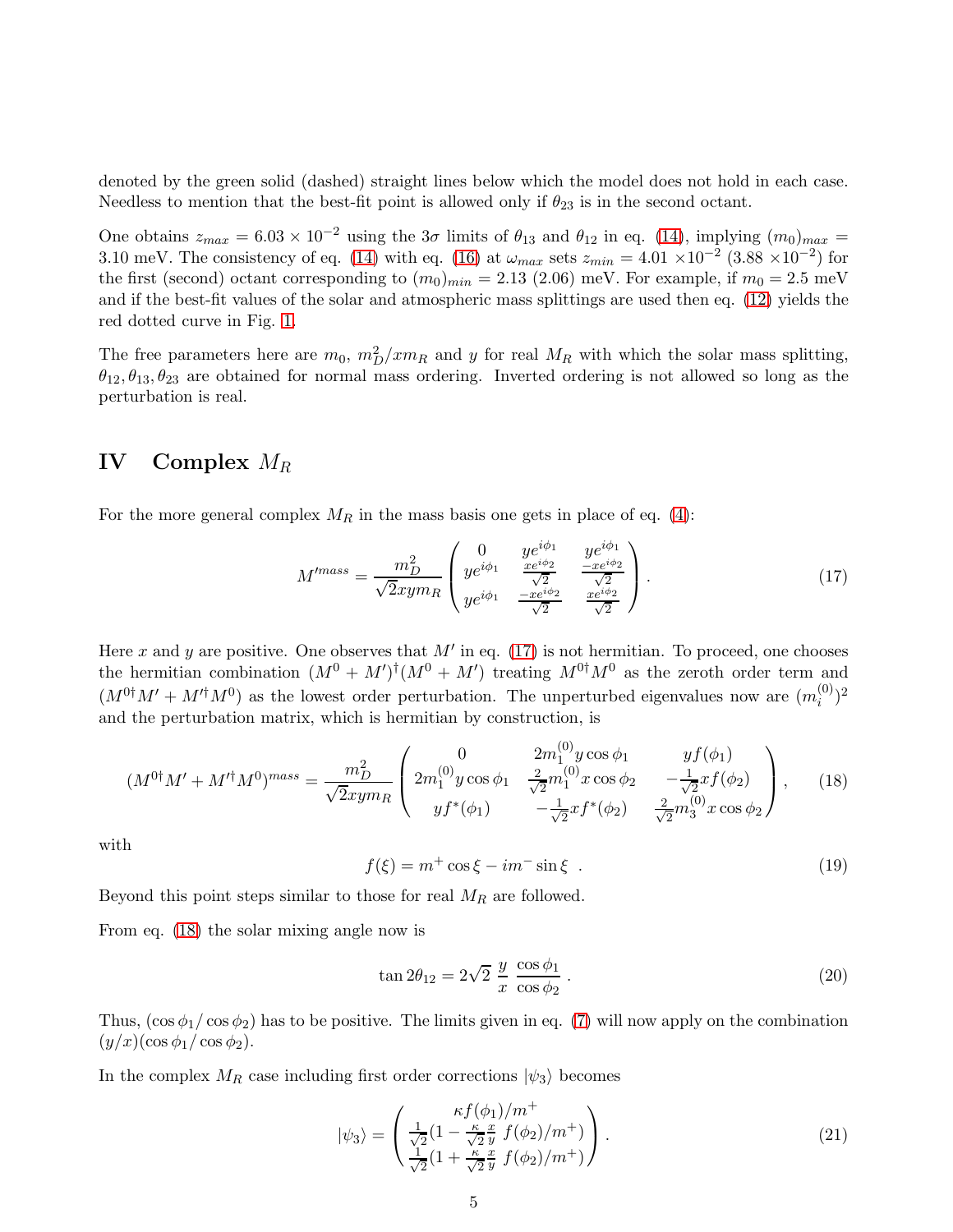denoted by the green solid (dashed) straight lines below which the model does not hold in each case. Needless to mention that the best-fit point is allowed only if $\theta_{23}$ is in the second octant.

One obtains $z_{max} = 6.03 \times 10^{-2}$ using the $3\sigma$ limits of $\theta_{13}$ and $\theta_{12}$ in eq. (14), implying $(m_0)_{max} =$ 3.10 meV. The consistency of eq. (14) with eq. (16) at $\omega_{max}$ sets $z_{min} = 4.01 \times 10^{-2}$ ($3.88 \times 10^{-2}$) for the first (second) octant corresponding to $(m_0)_{min} = 2.13$ (2.06) meV. For example, if $m_0 = 2.5$ meV and if the best-fit values of the solar and atmospheric mass splittings are used then eq. (12) yields the red dotted curve in Fig. 1.

The free parameters here are $m_0$, $m_D^2/xm_R$ and $y$ for real $M_R$ with which the solar mass splitting, $\theta_{12}, \theta_{13}, \theta_{23}$ are obtained for normal mass ordering. Inverted ordering is not allowed so long as the perturbation is real.

# IV Complex $M_R$

For the more general complex $M_R$ in the mass basis one gets in place of eq. (4):

$$M'^{mass} = \frac{m_D^2}{\sqrt{2}xym_R} \begin{pmatrix} 0 & ye^{i\phi_1} & ye^{i\phi_1} \\ ye^{i\phi_1} & \frac{xe^{i\phi_2}}{\sqrt{2}} & \frac{-xe^{i\phi_2}}{\sqrt{2}} \\ ye^{i\phi_1} & \frac{-xe^{i\phi_2}}{\sqrt{2}} & \frac{xe^{i\phi_2}}{\sqrt{2}} \end{pmatrix} . \tag{17}$$

Here $x$ and $y$ are positive. One observes that $M'$ in eq. (17) is not hermitian. To proceed, one chooses the hermitian combination $(M^0 + M')^\dagger(M^0 + M')$ treating $M^{0\dagger}M^0$ as the zeroth order term and $(M^{0\dagger}M' + M'^\dagger M^0)$ as the lowest order perturbation. The unperturbed eigenvalues now are $(m_i^{(0)})^2$ and the perturbation matrix, which is hermitian by construction, is

$$(M^{0\dagger}M' + M'^\dagger M^0)^{mass} = \frac{m_D^2}{\sqrt{2}xym_R} \begin{pmatrix} 0 & 2m_1^{(0)}y\cos\phi_1 & yf(\phi_1) \\ 2m_1^{(0)}y\cos\phi_1 & \frac{2}{\sqrt{2}}m_1^{(0)}x\cos\phi_2 & -\frac{1}{\sqrt{2}}xf(\phi_2) \\ yf^*(\phi_1) & -\frac{1}{\sqrt{2}}xf^*(\phi_2) & \frac{2}{\sqrt{2}}m_3^{(0)}x\cos\phi_2 \end{pmatrix} , \tag{18}$$

with

$$f(\xi) = m^+\cos\xi - im^-\sin\xi \ . \tag{19}$$

Beyond this point steps similar to those for real $M_R$ are followed.

From eq. (18) the solar mixing angle now is

$$\tan 2\theta_{12} = 2\sqrt{2}\ \frac{y}{x}\ \frac{\cos\phi_1}{\cos\phi_2} \, . \tag{20}$$

Thus, $(\cos\phi_1/\cos\phi_2)$ has to be positive. The limits given in eq. (7) will now apply on the combination $(y/x)(\cos\phi_1/\cos\phi_2)$.

In the complex $M_R$ case including first order corrections $|\psi_3\rangle$ becomes

$$|\psi_3\rangle = \begin{pmatrix} \kappa f(\phi_1)/m^+ \\ \frac{1}{\sqrt{2}}(1 - \frac{\kappa}{\sqrt{2}}\frac{x}{y}\ f(\phi_2)/m^+) \\ \frac{1}{\sqrt{2}}(1 + \frac{\kappa}{\sqrt{2}}\frac{x}{y}\ f(\phi_2)/m^+) \end{pmatrix} . \tag{21}$$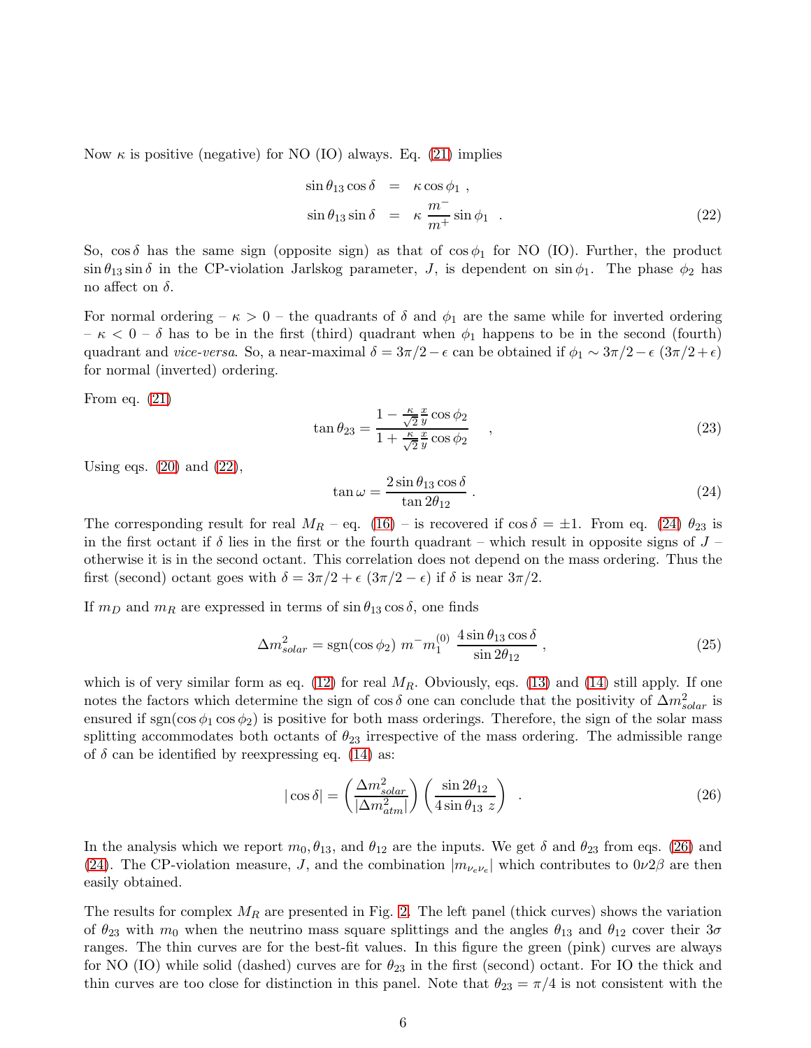Now $\kappa$ is positive (negative) for NO (IO) always. Eq. (21) implies

$$\begin{aligned} \sin\theta_{13}\cos\delta &= \kappa\cos\phi_1 \ , \\ \sin\theta_{13}\sin\delta &= \kappa\,\frac{m^-}{m^+}\sin\phi_1 \ . \end{aligned} \tag{22}$$

So, $\cos\delta$ has the same sign (opposite sign) as that of $\cos\phi_1$ for NO (IO). Further, the product $\sin\theta_{13}\sin\delta$ in the CP-violation Jarlskog parameter, $J$, is dependent on $\sin\phi_1$. The phase $\phi_2$ has no affect on $\delta$.

For normal ordering – $\kappa > 0$ – the quadrants of $\delta$ and $\phi_1$ are the same while for inverted ordering – $\kappa < 0$ – $\delta$ has to be in the first (third) quadrant when $\phi_1$ happens to be in the second (fourth) quadrant and *vice-versa*. So, a near-maximal $\delta = 3\pi/2 - \epsilon$ can be obtained if $\phi_1 \sim 3\pi/2 - \epsilon$ $(3\pi/2 + \epsilon)$ for normal (inverted) ordering.

From eq. (21)

$$\tan\theta_{23} = \frac{1 - \frac{\kappa}{\sqrt{2}}\frac{x}{y}\cos\phi_2}{1 + \frac{\kappa}{\sqrt{2}}\frac{x}{y}\cos\phi_2} \quad , \tag{23}$$

Using eqs. (20) and (22),

$$\tan\omega = \frac{2\sin\theta_{13}\cos\delta}{\tan 2\theta_{12}} \ . \tag{24}$$

The corresponding result for real $M_R$ – eq. (16) – is recovered if $\cos\delta = \pm 1$. From eq. (24) $\theta_{23}$ is in the first octant if $\delta$ lies in the first or the fourth quadrant – which result in opposite signs of $J$ – otherwise it is in the second octant. This correlation does not depend on the mass ordering. Thus the first (second) octant goes with $\delta = 3\pi/2 + \epsilon$ $(3\pi/2 - \epsilon)$ if $\delta$ is near $3\pi/2$.

If $m_D$ and $m_R$ are expressed in terms of $\sin\theta_{13}\cos\delta$, one finds

$$\Delta m^2_{solar} = \mathrm{sgn}(\cos\phi_2)\ m^- m_1^{(0)}\ \frac{4\sin\theta_{13}\cos\delta}{\sin 2\theta_{12}} \ , \tag{25}$$

which is of very similar form as eq. (12) for real $M_R$. Obviously, eqs. (13) and (14) still apply. If one notes the factors which determine the sign of $\cos\delta$ one can conclude that the positivity of $\Delta m^2_{solar}$ is ensured if $\mathrm{sgn}(\cos\phi_1\cos\phi_2)$ is positive for both mass orderings. Therefore, the sign of the solar mass splitting accommodates both octants of $\theta_{23}$ irrespective of the mass ordering. The admissible range of $\delta$ can be identified by reexpressing eq. (14) as:

$$|\cos\delta| = \left(\frac{\Delta m^2_{solar}}{|\Delta m^2_{atm}|}\right)\left(\frac{\sin 2\theta_{12}}{4\sin\theta_{13}\ z}\right) \ . \tag{26}$$

In the analysis which we report $m_0, \theta_{13}$, and $\theta_{12}$ are the inputs. We get $\delta$ and $\theta_{23}$ from eqs. (26) and (24). The CP-violation measure, $J$, and the combination $|m_{\nu_e\nu_e}|$ which contributes to $0\nu2\beta$ are then easily obtained.

The results for complex $M_R$ are presented in Fig. 2. The left panel (thick curves) shows the variation of $\theta_{23}$ with $m_0$ when the neutrino mass square splittings and the angles $\theta_{13}$ and $\theta_{12}$ cover their $3\sigma$ ranges. The thin curves are for the best-fit values. In this figure the green (pink) curves are always for NO (IO) while solid (dashed) curves are for $\theta_{23}$ in the first (second) octant. For IO the thick and thin curves are too close for distinction in this panel. Note that $\theta_{23} = \pi/4$ is not consistent with the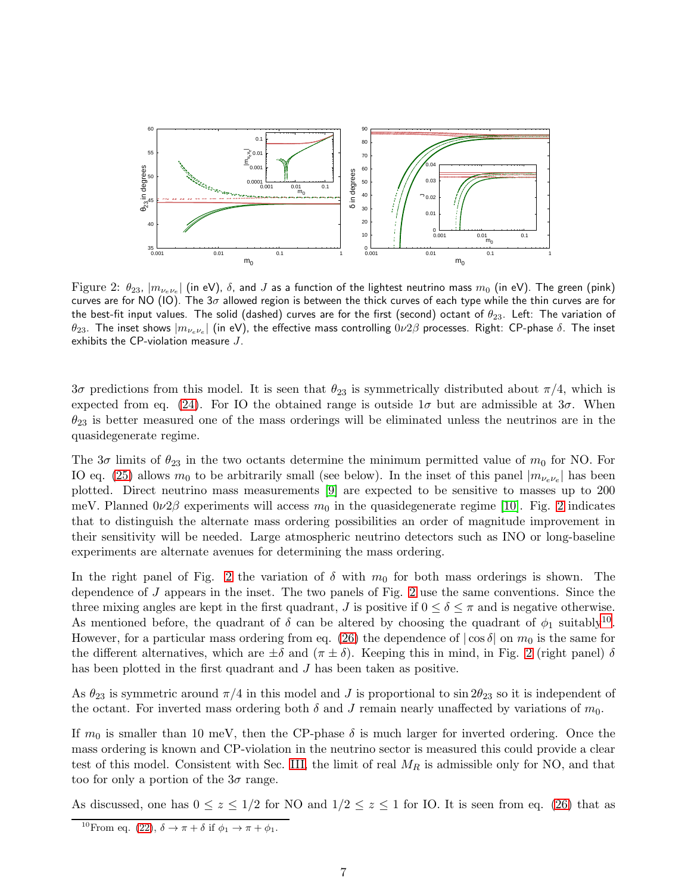Figure 2: $\theta_{23}$, $|m_{\nu_e\nu_e}|$ (in eV), $\delta$, and $J$ as a function of the lightest neutrino mass $m_0$ (in eV). The green (pink) curves are for NO (IO). The $3\sigma$ allowed region is between the thick curves of each type while the thin curves are for the best-fit input values. The solid (dashed) curves are for the first (second) octant of $\theta_{23}$. Left: The variation of $\theta_{23}$. The inset shows $|m_{\nu_e\nu_e}|$ (in eV), the effective mass controlling $0\nu2\beta$ processes. Right: CP-phase $\delta$. The inset exhibits the CP-violation measure $J$.

$3\sigma$ predictions from this model. It is seen that $\theta_{23}$ is symmetrically distributed about $\pi/4$, which is expected from eq. (24). For IO the obtained range is outside $1\sigma$ but are admissible at $3\sigma$. When $\theta_{23}$ is better measured one of the mass orderings will be eliminated unless the neutrinos are in the quasidegenerate regime.

The $3\sigma$ limits of $\theta_{23}$ in the two octants determine the minimum permitted value of $m_0$ for NO. For IO eq. (25) allows $m_0$ to be arbitrarily small (see below). In the inset of this panel $|m_{\nu_e\nu_e}|$ has been plotted. Direct neutrino mass measurements [9] are expected to be sensitive to masses up to 200 meV. Planned $0\nu2\beta$ experiments will access $m_0$ in the quasidegenerate regime [10]. Fig. 2 indicates that to distinguish the alternate mass ordering possibilities an order of magnitude improvement in their sensitivity will be needed. Large atmospheric neutrino detectors such as INO or long-baseline experiments are alternate avenues for determining the mass ordering.

In the right panel of Fig. 2 the variation of $\delta$ with $m_0$ for both mass orderings is shown. The dependence of $J$ appears in the inset. The two panels of Fig. 2 use the same conventions. Since the three mixing angles are kept in the first quadrant, $J$ is positive if $0 \leq \delta \leq \pi$ and is negative otherwise. As mentioned before, the quadrant of $\delta$ can be altered by choosing the quadrant of $\phi_1$ suitably[10]. However, for a particular mass ordering from eq. (26) the dependence of $|\cos\delta|$ on $m_0$ is the same for the different alternatives, which are $\pm\delta$ and $(\pi \pm \delta)$. Keeping this in mind, in Fig. 2 (right panel) $\delta$ has been plotted in the first quadrant and $J$ has been taken as positive.

As $\theta_{23}$ is symmetric around $\pi/4$ in this model and $J$ is proportional to $\sin 2\theta_{23}$ so it is independent of the octant. For inverted mass ordering both $\delta$ and $J$ remain nearly unaffected by variations of $m_0$.

If $m_0$ is smaller than 10 meV, then the CP-phase $\delta$ is much larger for inverted ordering. Once the mass ordering is known and CP-violation in the neutrino sector is measured this could provide a clear test of this model. Consistent with Sec. III, the limit of real $M_R$ is admissible only for NO, and that too for only a portion of the $3\sigma$ range.

As discussed, one has $0 \leq z \leq 1/2$ for NO and $1/2 \leq z \leq 1$ for IO. It is seen from eq. (26) that as

[10] From eq. (22), $\delta \to \pi + \delta$ if $\phi_1 \to \pi + \phi_1$.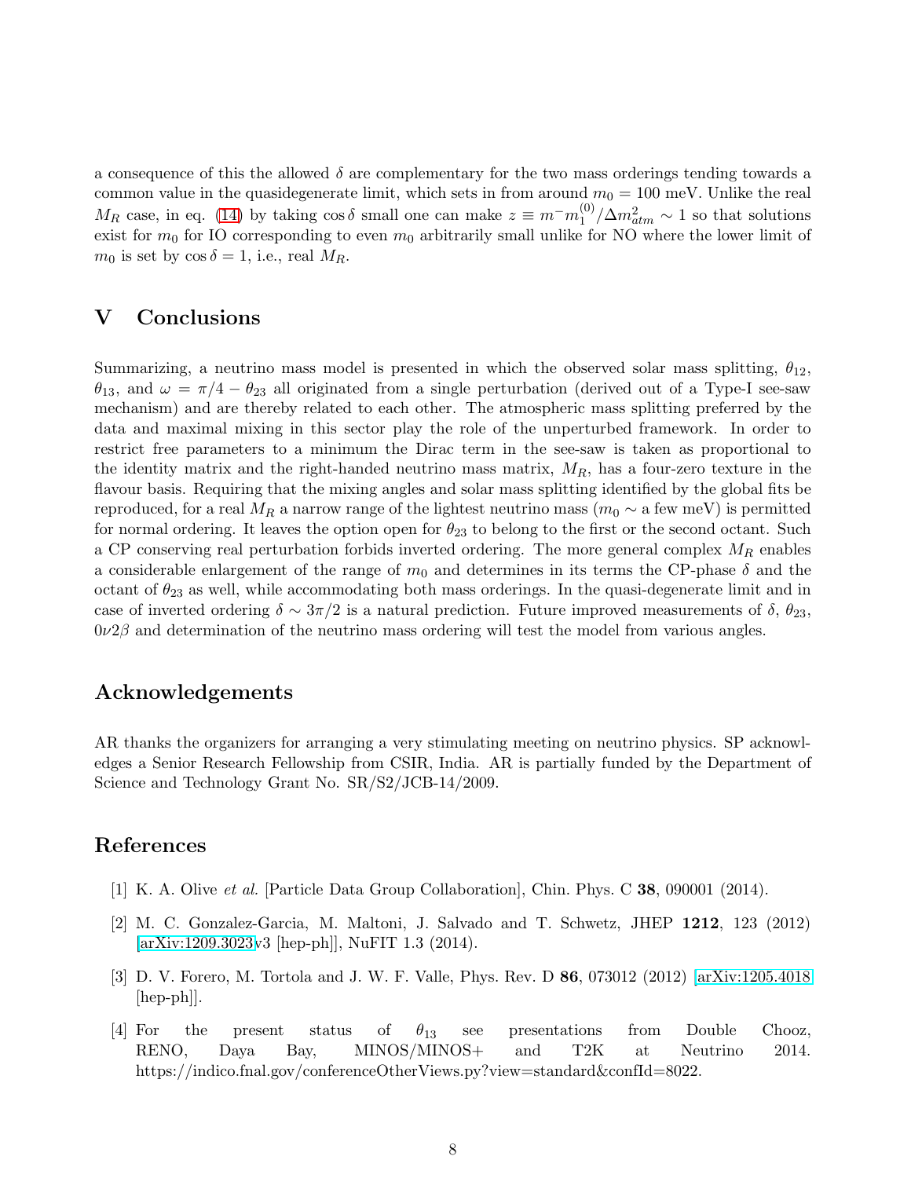a consequence of this the allowed $\delta$ are complementary for the two mass orderings tending towards a common value in the quasidegenerate limit, which sets in from around $m_0 = 100$ meV. Unlike the real $M_R$ case, in eq. (14) by taking $\cos\delta$ small one can make $z \equiv m^- m_1^{(0)}/\Delta m^2_{atm} \sim 1$ so that solutions exist for $m_0$ for IO corresponding to even $m_0$ arbitrarily small unlike for NO where the lower limit of $m_0$ is set by $\cos\delta = 1$, i.e., real $M_R$.

## V Conclusions

Summarizing, a neutrino mass model is presented in which the observed solar mass splitting, $\theta_{12}$, $\theta_{13}$, and $\omega = \pi/4 - \theta_{23}$ all originated from a single perturbation (derived out of a Type-I see-saw mechanism) and are thereby related to each other. The atmospheric mass splitting preferred by the data and maximal mixing in this sector play the role of the unperturbed framework. In order to restrict free parameters to a minimum the Dirac term in the see-saw is taken as proportional to the identity matrix and the right-handed neutrino mass matrix, $M_R$, has a four-zero texture in the flavour basis. Requiring that the mixing angles and solar mass splitting identified by the global fits be reproduced, for a real $M_R$ a narrow range of the lightest neutrino mass ($m_0 \sim$ a few meV) is permitted for normal ordering. It leaves the option open for $\theta_{23}$ to belong to the first or the second octant. Such a CP conserving real perturbation forbids inverted ordering. The more general complex $M_R$ enables a considerable enlargement of the range of $m_0$ and determines in its terms the CP-phase $\delta$ and the octant of $\theta_{23}$ as well, while accommodating both mass orderings. In the quasi-degenerate limit and in case of inverted ordering $\delta \sim 3\pi/2$ is a natural prediction. Future improved measurements of $\delta$, $\theta_{23}$, $0\nu2\beta$ and determination of the neutrino mass ordering will test the model from various angles.

## Acknowledgements

AR thanks the organizers for arranging a very stimulating meeting on neutrino physics. SP acknowledges a Senior Research Fellowship from CSIR, India. AR is partially funded by the Department of Science and Technology Grant No. SR/S2/JCB-14/2009.

## References

[1] K. A. Olive *et al.* [Particle Data Group Collaboration], Chin. Phys. C **38**, 090001 (2014).

[2] M. C. Gonzalez-Garcia, M. Maltoni, J. Salvado and T. Schwetz, JHEP **1212**, 123 (2012) [arXiv:1209.3023v3 [hep-ph]], NuFIT 1.3 (2014).

[3] D. V. Forero, M. Tortola and J. W. F. Valle, Phys. Rev. D **86**, 073012 (2012) [arXiv:1205.4018 [hep-ph]].

[4] For the present status of $\theta_{13}$ see presentations from Double Chooz, RENO, Daya Bay, MINOS/MINOS+ and T2K at Neutrino 2014. https://indico.fnal.gov/conferenceOtherViews.py?view=standard&confId=8022.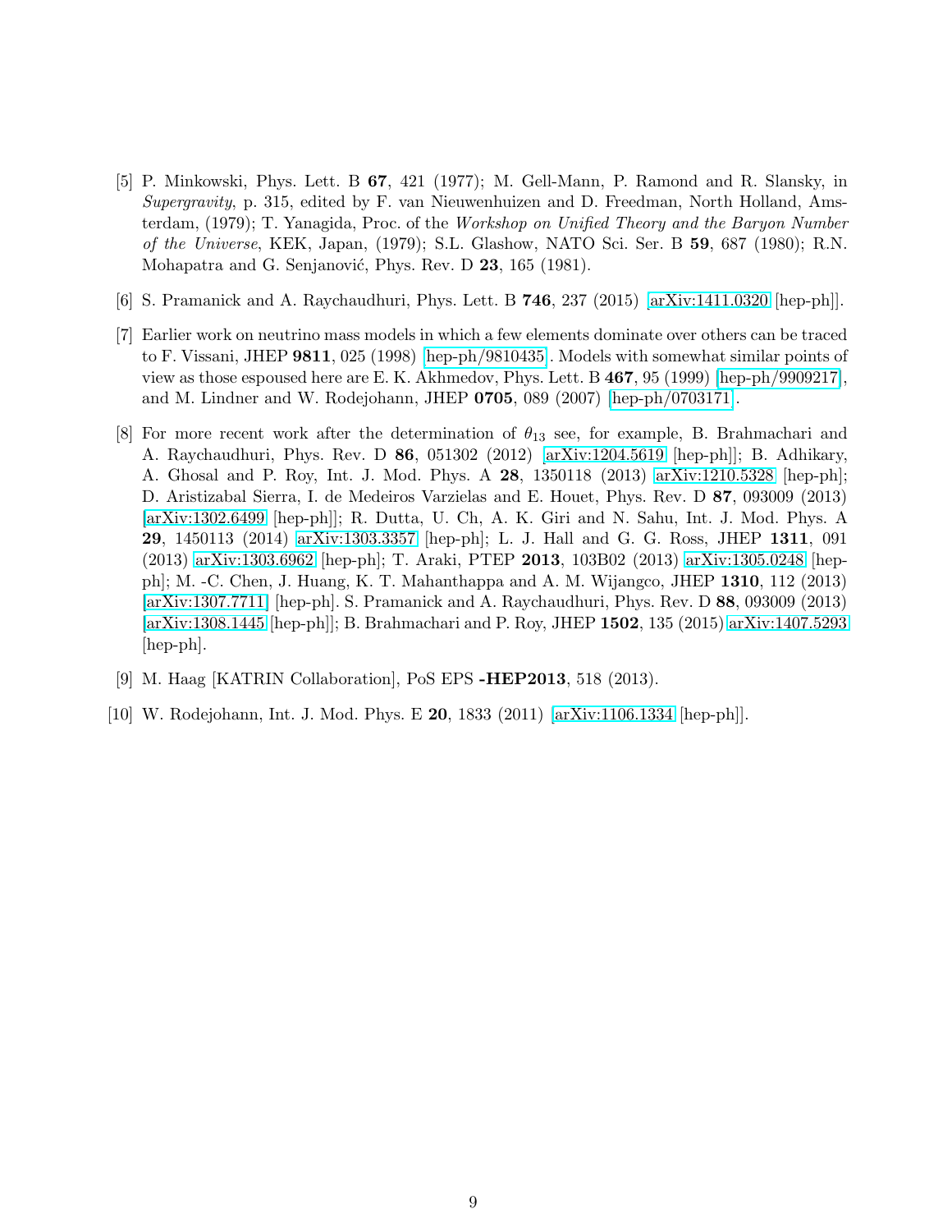[5] P. Minkowski, Phys. Lett. B **67**, 421 (1977); M. Gell-Mann, P. Ramond and R. Slansky, in *Supergravity*, p. 315, edited by F. van Nieuwenhuizen and D. Freedman, North Holland, Amsterdam, (1979); T. Yanagida, Proc. of the *Workshop on Unified Theory and the Baryon Number of the Universe*, KEK, Japan, (1979); S.L. Glashow, NATO Sci. Ser. B **59**, 687 (1980); R.N. Mohapatra and G. Senjanović, Phys. Rev. D **23**, 165 (1981).

[6] S. Pramanick and A. Raychaudhuri, Phys. Lett. B **746**, 237 (2015) [arXiv:1411.0320 [hep-ph]].

[7] Earlier work on neutrino mass models in which a few elements dominate over others can be traced to F. Vissani, JHEP **9811**, 025 (1998) [hep-ph/9810435]. Models with somewhat similar points of view as those espoused here are E. K. Akhmedov, Phys. Lett. B **467**, 95 (1999) [hep-ph/9909217], and M. Lindner and W. Rodejohann, JHEP **0705**, 089 (2007) [hep-ph/0703171].

[8] For more recent work after the determination of $\theta_{13}$ see, for example, B. Brahmachari and A. Raychaudhuri, Phys. Rev. D **86**, 051302 (2012) [arXiv:1204.5619 [hep-ph]]; B. Adhikary, A. Ghosal and P. Roy, Int. J. Mod. Phys. A **28**, 1350118 (2013) arXiv:1210.5328 [hep-ph]; D. Aristizabal Sierra, I. de Medeiros Varzielas and E. Houet, Phys. Rev. D **87**, 093009 (2013) [arXiv:1302.6499 [hep-ph]]; R. Dutta, U. Ch, A. K. Giri and N. Sahu, Int. J. Mod. Phys. A **29**, 1450113 (2014) arXiv:1303.3357 [hep-ph]; L. J. Hall and G. G. Ross, JHEP **1311**, 091 (2013) arXiv:1303.6962 [hep-ph]; T. Araki, PTEP **2013**, 103B02 (2013) arXiv:1305.0248 [hep-ph]; M. -C. Chen, J. Huang, K. T. Mahanthappa and A. M. Wijangco, JHEP **1310**, 112 (2013) [arXiv:1307.7711 [hep-ph]. S. Pramanick and A. Raychaudhuri, Phys. Rev. D **88**, 093009 (2013) [arXiv:1308.1445 [hep-ph]]; B. Brahmachari and P. Roy, JHEP **1502**, 135 (2015) arXiv:1407.5293 [hep-ph].

[9] M. Haag [KATRIN Collaboration], PoS EPS **-HEP2013**, 518 (2013).

[10] W. Rodejohann, Int. J. Mod. Phys. E **20**, 1833 (2011) [arXiv:1106.1334 [hep-ph]].